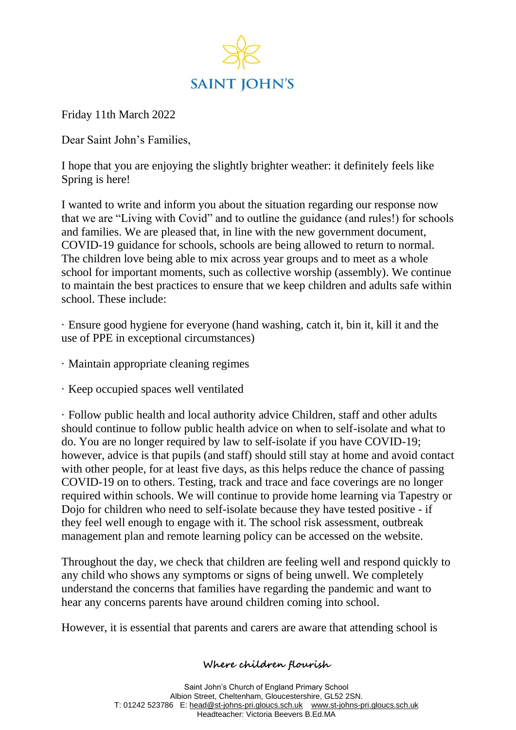# SAINT JOHN'S

Friday 11th March 2022

Dear Saint John's Families,

I hope that you are enjoying the slightly brighter weather: it definitely feels like Spring is here!

I wanted to write and inform you about the situation regarding our response now that we are "Living with Covid" and to outline the guidance (and rules!) for schools and families. We are pleased that, in line with the new government document, COVID-19 guidance for schools, schools are being allowed to return to normal. The children love being able to mix across year groups and to meet as a whole school for important moments, such as collective worship (assembly). We continue to maintain the best practices to ensure that we keep children and adults safe within school. These include:

- Ensure good hygiene for everyone (hand washing, catch it, bin it, kill it and the use of PPE in exceptional circumstances)

- Maintain appropriate cleaning regimes

- Keep occupied spaces well ventilated

- Follow public health and local authority advice Children, staff and other adults should continue to follow public health advice on when to self-isolate and what to do. You are no longer required by law to self-isolate if you have COVID-19; however, advice is that pupils (and staff) should still stay at home and avoid contact with other people, for at least five days, as this helps reduce the chance of passing COVID-19 on to others. Testing, track and trace and face coverings are no longer required within schools. We will continue to provide home learning via Tapestry or Dojo for children who need to self-isolate because they have tested positive - if they feel well enough to engage with it. The school risk assessment, outbreak management plan and remote learning policy can be accessed on the website.

Throughout the day, we check that children are feeling well and respond quickly to any child who shows any symptoms or signs of being unwell. We completely understand the concerns that families have regarding the pandemic and want to hear any concerns parents have around children coming into school.

However, it is essential that parents and carers are aware that attending school is

*Where children flourish*

Saint John's Church of England Primary School
Albion Street, Cheltenham, Gloucestershire, GL52 2SN.
T: 01242 523786 E: head@st-johns-pri.gloucs.sch.uk www.st-johns-pri.gloucs.sch.uk
Headteacher: Victoria Beevers B.Ed.MA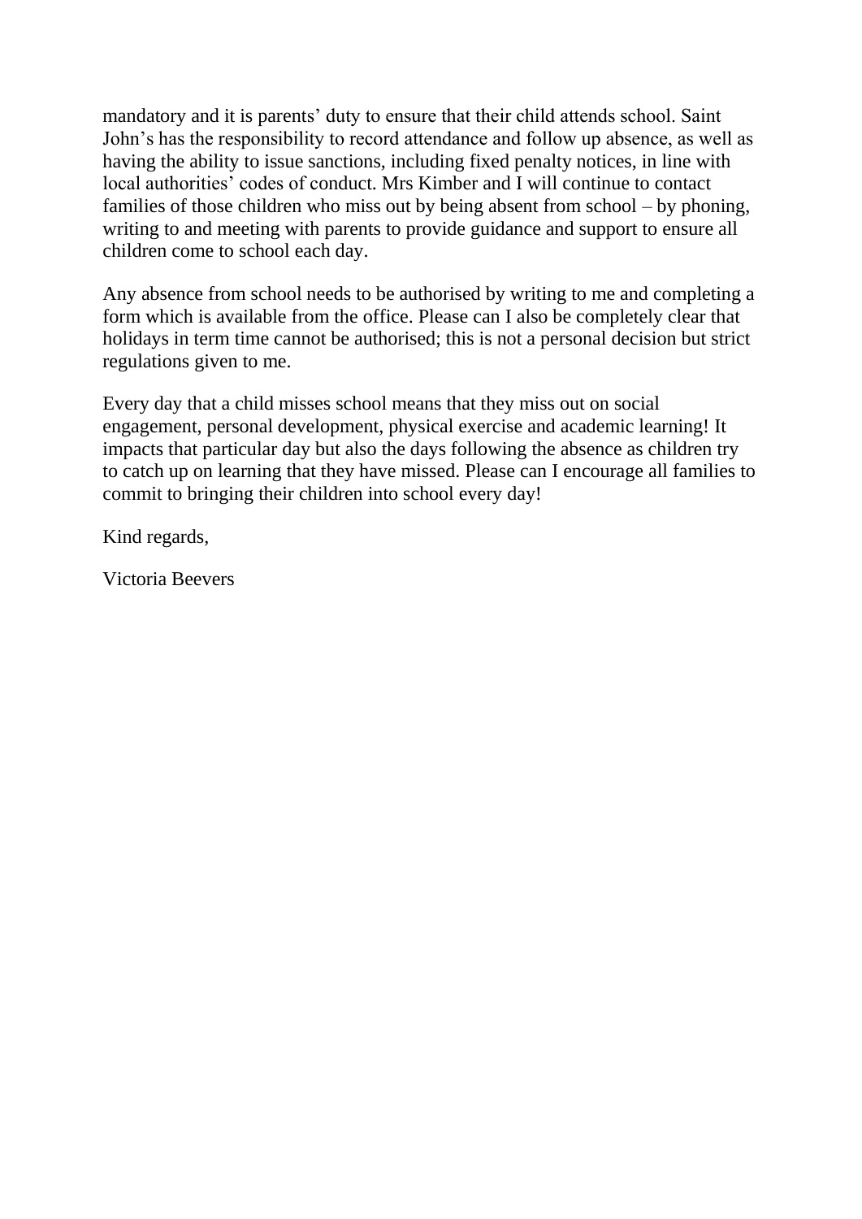mandatory and it is parents' duty to ensure that their child attends school. Saint John's has the responsibility to record attendance and follow up absence, as well as having the ability to issue sanctions, including fixed penalty notices, in line with local authorities' codes of conduct. Mrs Kimber and I will continue to contact families of those children who miss out by being absent from school – by phoning, writing to and meeting with parents to provide guidance and support to ensure all children come to school each day.

Any absence from school needs to be authorised by writing to me and completing a form which is available from the office. Please can I also be completely clear that holidays in term time cannot be authorised; this is not a personal decision but strict regulations given to me.

Every day that a child misses school means that they miss out on social engagement, personal development, physical exercise and academic learning! It impacts that particular day but also the days following the absence as children try to catch up on learning that they have missed. Please can I encourage all families to commit to bringing their children into school every day!

Kind regards,

Victoria Beevers